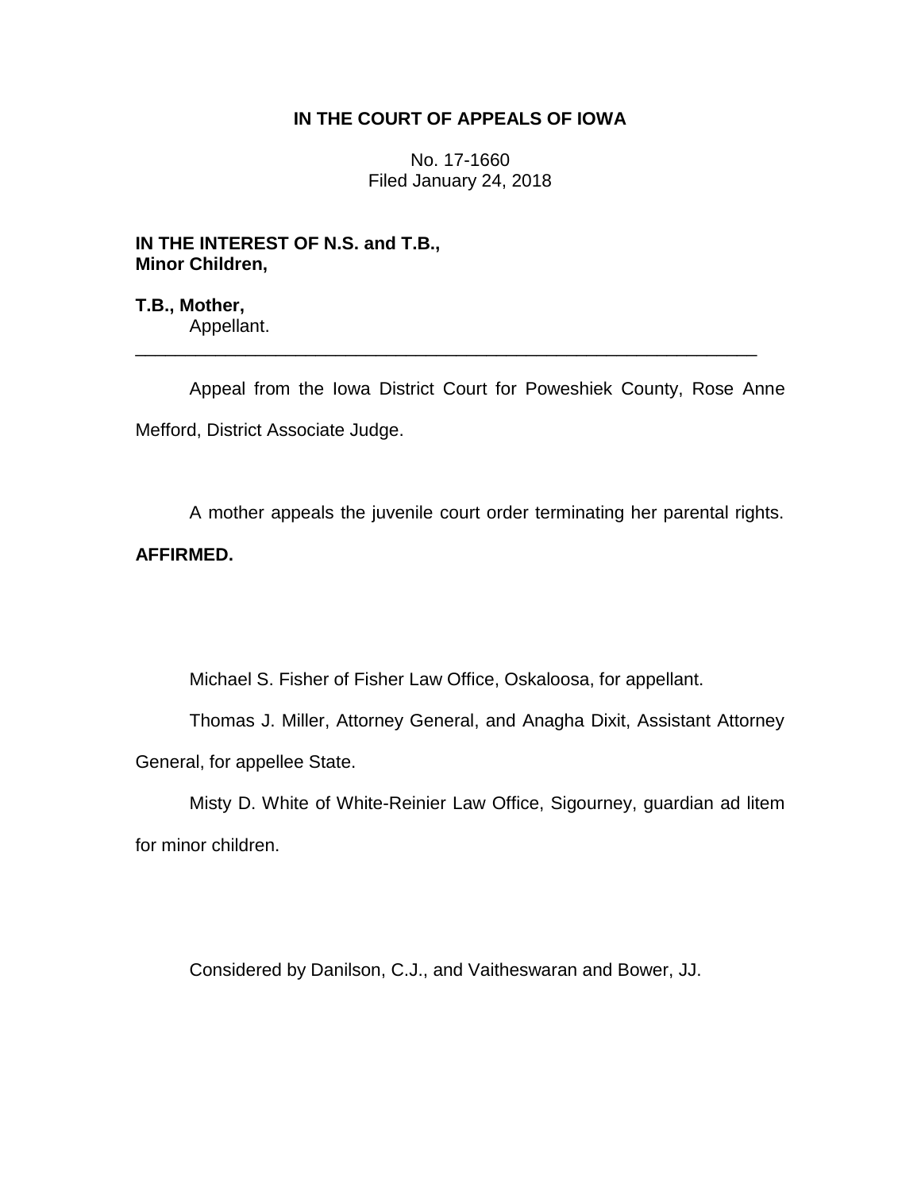**IN THE COURT OF APPEALS OF IOWA**

No. 17-1660
Filed January 24, 2018

**IN THE INTEREST OF N.S. and T.B.,
Minor Children,**

**T.B., Mother,**
Appellant.

---

Appeal from the Iowa District Court for Poweshiek County, Rose Anne Mefford, District Associate Judge.

A mother appeals the juvenile court order terminating her parental rights. **AFFIRMED.**

Michael S. Fisher of Fisher Law Office, Oskaloosa, for appellant.

Thomas J. Miller, Attorney General, and Anagha Dixit, Assistant Attorney General, for appellee State.

Misty D. White of White-Reinier Law Office, Sigourney, guardian ad litem for minor children.

Considered by Danilson, C.J., and Vaitheswaran and Bower, JJ.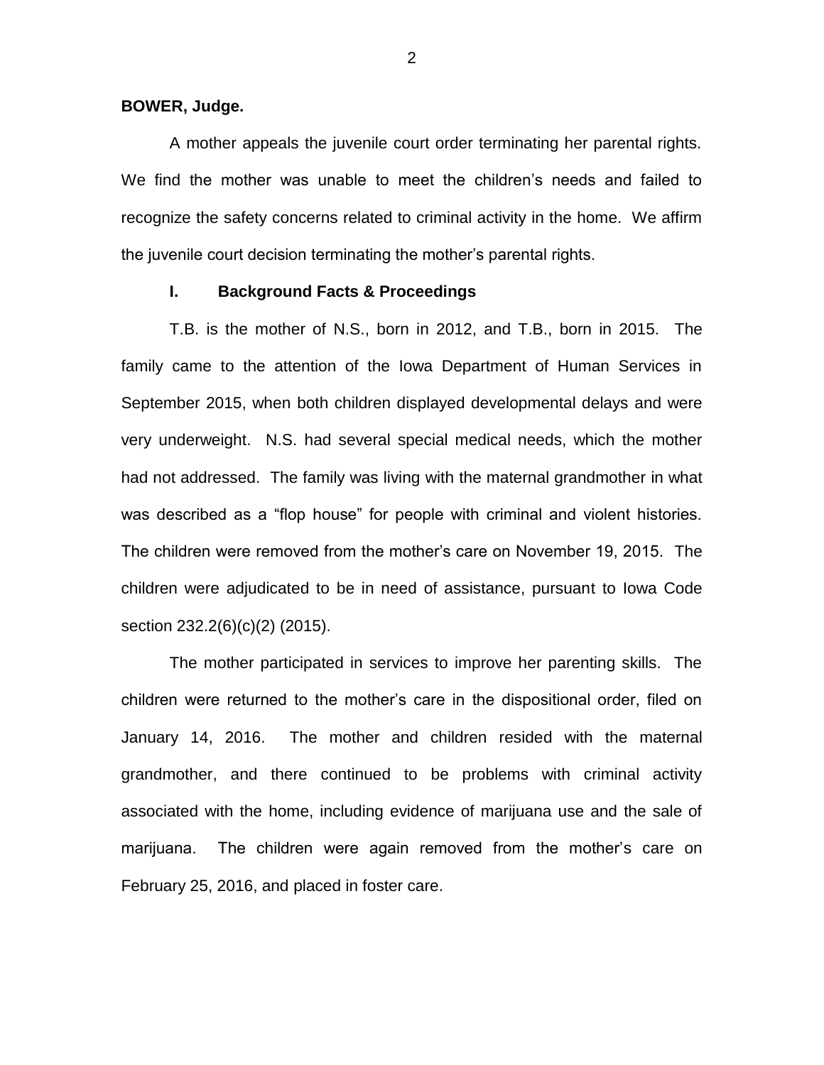**BOWER, Judge.**

A mother appeals the juvenile court order terminating her parental rights. We find the mother was unable to meet the children's needs and failed to recognize the safety concerns related to criminal activity in the home. We affirm the juvenile court decision terminating the mother's parental rights.

## I. Background Facts & Proceedings

T.B. is the mother of N.S., born in 2012, and T.B., born in 2015. The family came to the attention of the Iowa Department of Human Services in September 2015, when both children displayed developmental delays and were very underweight. N.S. had several special medical needs, which the mother had not addressed. The family was living with the maternal grandmother in what was described as a "flop house" for people with criminal and violent histories. The children were removed from the mother's care on November 19, 2015. The children were adjudicated to be in need of assistance, pursuant to Iowa Code section 232.2(6)(c)(2) (2015).

The mother participated in services to improve her parenting skills. The children were returned to the mother's care in the dispositional order, filed on January 14, 2016. The mother and children resided with the maternal grandmother, and there continued to be problems with criminal activity associated with the home, including evidence of marijuana use and the sale of marijuana. The children were again removed from the mother's care on February 25, 2016, and placed in foster care.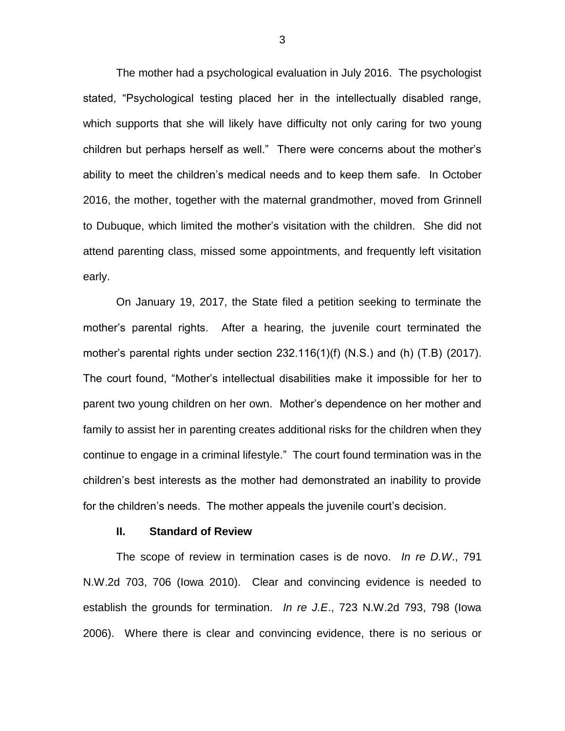The mother had a psychological evaluation in July 2016. The psychologist stated, "Psychological testing placed her in the intellectually disabled range, which supports that she will likely have difficulty not only caring for two young children but perhaps herself as well." There were concerns about the mother's ability to meet the children's medical needs and to keep them safe. In October 2016, the mother, together with the maternal grandmother, moved from Grinnell to Dubuque, which limited the mother's visitation with the children. She did not attend parenting class, missed some appointments, and frequently left visitation early.

On January 19, 2017, the State filed a petition seeking to terminate the mother's parental rights. After a hearing, the juvenile court terminated the mother's parental rights under section 232.116(1)(f) (N.S.) and (h) (T.B) (2017). The court found, "Mother's intellectual disabilities make it impossible for her to parent two young children on her own. Mother's dependence on her mother and family to assist her in parenting creates additional risks for the children when they continue to engage in a criminal lifestyle." The court found termination was in the children's best interests as the mother had demonstrated an inability to provide for the children's needs. The mother appeals the juvenile court's decision.

## II. Standard of Review

The scope of review in termination cases is de novo. *In re D.W*., 791 N.W.2d 703, 706 (Iowa 2010). Clear and convincing evidence is needed to establish the grounds for termination. *In re J.E*., 723 N.W.2d 793, 798 (Iowa 2006). Where there is clear and convincing evidence, there is no serious or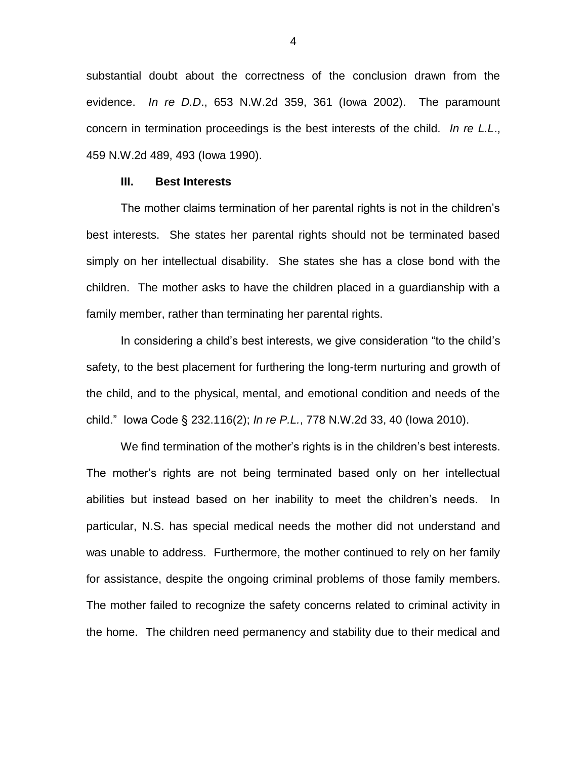substantial doubt about the correctness of the conclusion drawn from the evidence. *In re D.D*., 653 N.W.2d 359, 361 (Iowa 2002). The paramount concern in termination proceedings is the best interests of the child. *In re L.L*., 459 N.W.2d 489, 493 (Iowa 1990).

### III. Best Interests

The mother claims termination of her parental rights is not in the children's best interests. She states her parental rights should not be terminated based simply on her intellectual disability. She states she has a close bond with the children. The mother asks to have the children placed in a guardianship with a family member, rather than terminating her parental rights.

In considering a child's best interests, we give consideration "to the child's safety, to the best placement for furthering the long-term nurturing and growth of the child, and to the physical, mental, and emotional condition and needs of the child." Iowa Code § 232.116(2); *In re P.L.*, 778 N.W.2d 33, 40 (Iowa 2010).

We find termination of the mother's rights is in the children's best interests. The mother's rights are not being terminated based only on her intellectual abilities but instead based on her inability to meet the children's needs. In particular, N.S. has special medical needs the mother did not understand and was unable to address. Furthermore, the mother continued to rely on her family for assistance, despite the ongoing criminal problems of those family members. The mother failed to recognize the safety concerns related to criminal activity in the home. The children need permanency and stability due to their medical and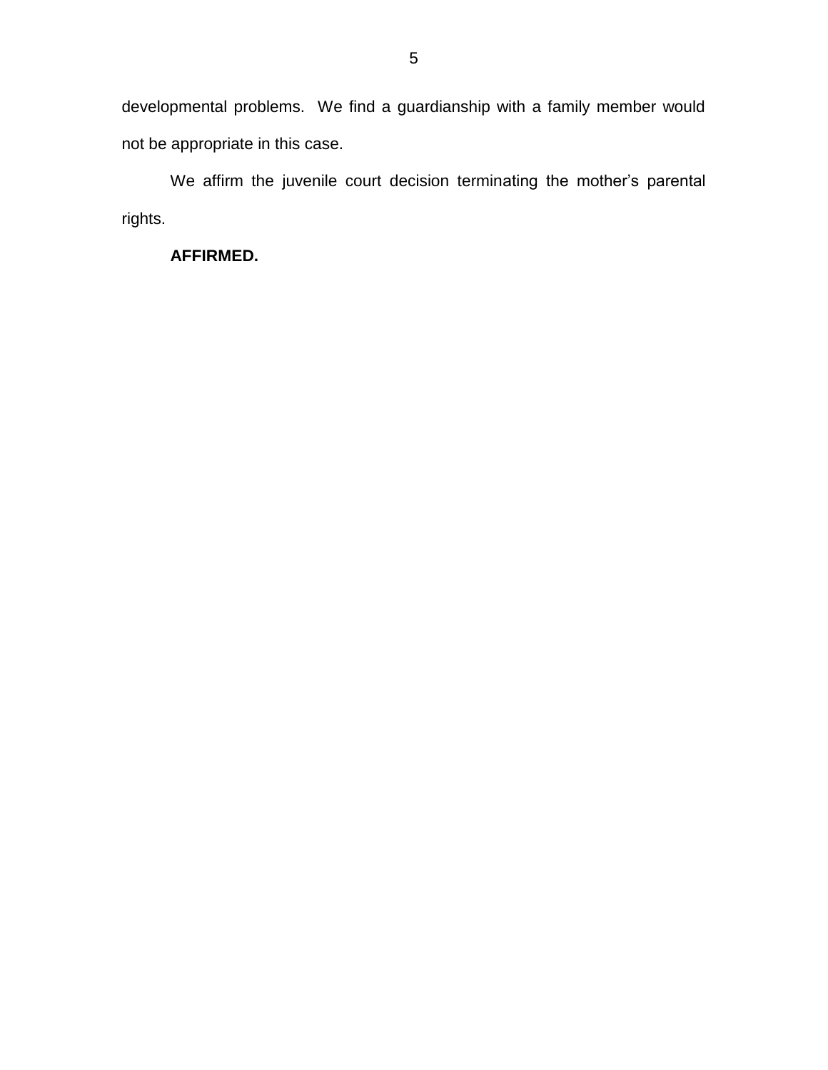developmental problems. We find a guardianship with a family member would not be appropriate in this case.

We affirm the juvenile court decision terminating the mother's parental rights.

**AFFIRMED.**